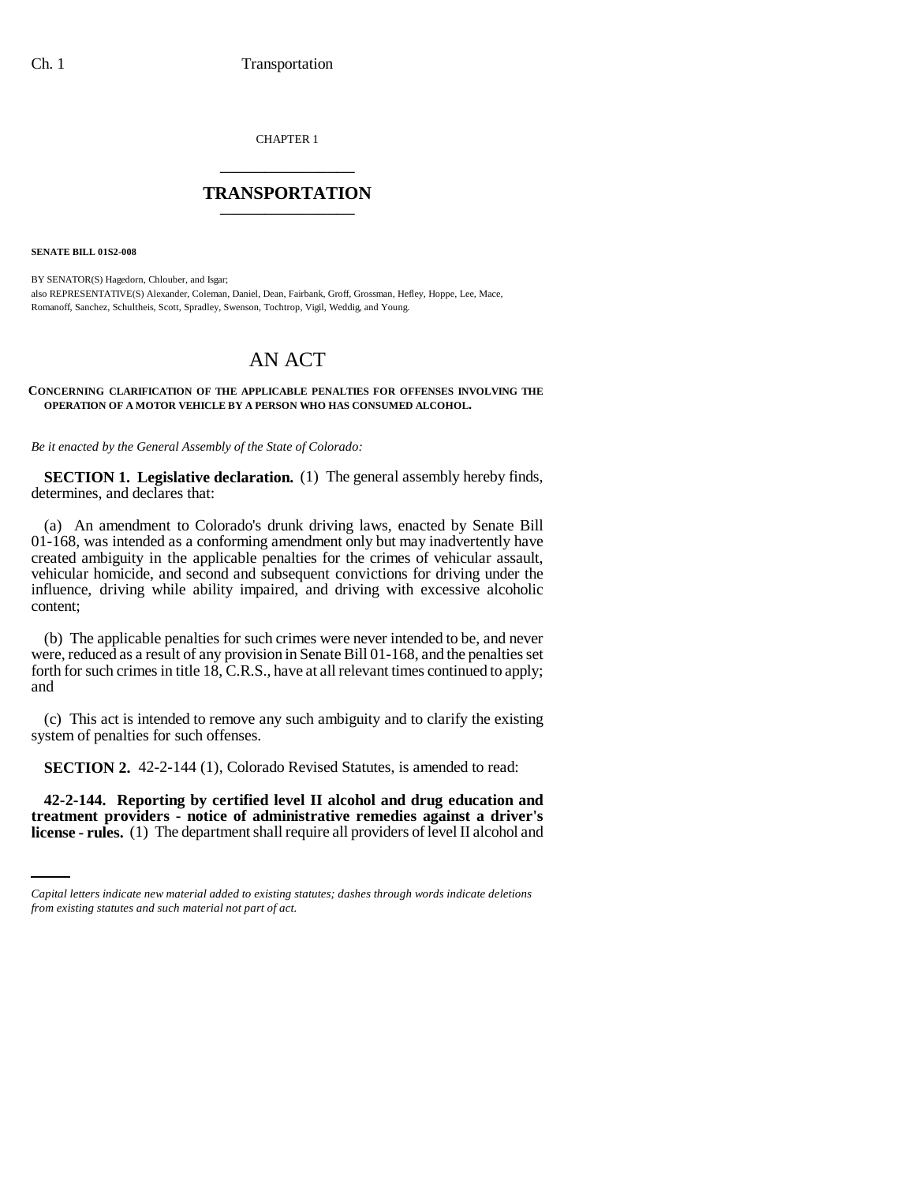CHAPTER 1

# TRANSPORTATION

**SENATE BILL 01S2-008**

BY SENATOR(S) Hagedorn, Chlouber, and Isgar;
also REPRESENTATIVE(S) Alexander, Coleman, Daniel, Dean, Fairbank, Groff, Grossman, Hefley, Hoppe, Lee, Mace, Romanoff, Sanchez, Schultheis, Scott, Spradley, Swenson, Tochtrop, Vigil, Weddig, and Young.

# AN ACT

**CONCERNING CLARIFICATION OF THE APPLICABLE PENALTIES FOR OFFENSES INVOLVING THE OPERATION OF A MOTOR VEHICLE BY A PERSON WHO HAS CONSUMED ALCOHOL.**

*Be it enacted by the General Assembly of the State of Colorado:*

**SECTION 1. Legislative declaration.** (1) The general assembly hereby finds, determines, and declares that:

(a) An amendment to Colorado's drunk driving laws, enacted by Senate Bill 01-168, was intended as a conforming amendment only but may inadvertently have created ambiguity in the applicable penalties for the crimes of vehicular assault, vehicular homicide, and second and subsequent convictions for driving under the influence, driving while ability impaired, and driving with excessive alcoholic content;

(b) The applicable penalties for such crimes were never intended to be, and never were, reduced as a result of any provision in Senate Bill 01-168, and the penalties set forth for such crimes in title 18, C.R.S., have at all relevant times continued to apply; and

(c) This act is intended to remove any such ambiguity and to clarify the existing system of penalties for such offenses.

**SECTION 2.** 42-2-144 (1), Colorado Revised Statutes, is amended to read:

**42-2-144. Reporting by certified level II alcohol and drug education and treatment providers - notice of administrative remedies against a driver's license - rules.** (1) The department shall require all providers of level II alcohol and

*Capital letters indicate new material added to existing statutes; dashes through words indicate deletions from existing statutes and such material not part of act.*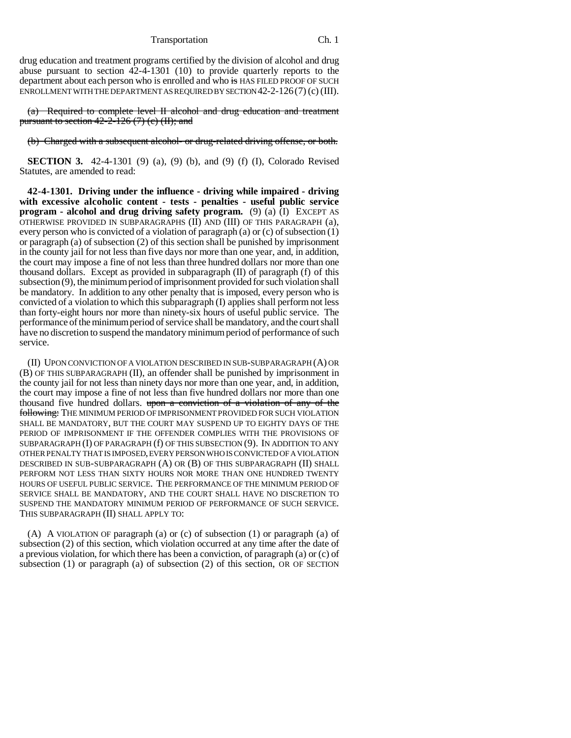drug education and treatment programs certified by the division of alcohol and drug abuse pursuant to section 42-4-1301 (10) to provide quarterly reports to the department about each person who is enrolled and who ~~is~~ HAS FILED PROOF OF SUCH ENROLLMENT WITH THE DEPARTMENT AS REQUIRED BY SECTION 42-2-126 (7) (c) (III).

~~(a) Required to complete level II alcohol and drug education and treatment pursuant to section 42-2-126 (7) (c) (II); and~~

~~(b) Charged with a subsequent alcohol- or drug-related driving offense, or both.~~

**SECTION 3.** 42-4-1301 (9) (a), (9) (b), and (9) (f) (I), Colorado Revised Statutes, are amended to read:

**42-4-1301. Driving under the influence - driving while impaired - driving with excessive alcoholic content - tests - penalties - useful public service program - alcohol and drug driving safety program.** (9) (a) (I) EXCEPT AS OTHERWISE PROVIDED IN SUBPARAGRAPHS (II) AND (III) OF THIS PARAGRAPH (a), every person who is convicted of a violation of paragraph (a) or (c) of subsection (1) or paragraph (a) of subsection (2) of this section shall be punished by imprisonment in the county jail for not less than five days nor more than one year, and, in addition, the court may impose a fine of not less than three hundred dollars nor more than one thousand dollars. Except as provided in subparagraph (II) of paragraph (f) of this subsection (9), the minimum period of imprisonment provided for such violation shall be mandatory. In addition to any other penalty that is imposed, every person who is convicted of a violation to which this subparagraph (I) applies shall perform not less than forty-eight hours nor more than ninety-six hours of useful public service. The performance of the minimum period of service shall be mandatory, and the court shall have no discretion to suspend the mandatory minimum period of performance of such service.

(II) UPON CONVICTION OF A VIOLATION DESCRIBED IN SUB-SUBPARAGRAPH (A) OR (B) OF THIS SUBPARAGRAPH (II), an offender shall be punished by imprisonment in the county jail for not less than ninety days nor more than one year, and, in addition, the court may impose a fine of not less than five hundred dollars nor more than one thousand five hundred dollars. ~~upon a conviction of a violation of any of the following:~~ THE MINIMUM PERIOD OF IMPRISONMENT PROVIDED FOR SUCH VIOLATION SHALL BE MANDATORY, BUT THE COURT MAY SUSPEND UP TO EIGHTY DAYS OF THE PERIOD OF IMPRISONMENT IF THE OFFENDER COMPLIES WITH THE PROVISIONS OF SUBPARAGRAPH (I) OF PARAGRAPH (f) OF THIS SUBSECTION (9). IN ADDITION TO ANY OTHER PENALTY THAT IS IMPOSED, EVERY PERSON WHO IS CONVICTED OF A VIOLATION DESCRIBED IN SUB-SUBPARAGRAPH (A) OR (B) OF THIS SUBPARAGRAPH (II) SHALL PERFORM NOT LESS THAN SIXTY HOURS NOR MORE THAN ONE HUNDRED TWENTY HOURS OF USEFUL PUBLIC SERVICE. THE PERFORMANCE OF THE MINIMUM PERIOD OF SERVICE SHALL BE MANDATORY, AND THE COURT SHALL HAVE NO DISCRETION TO SUSPEND THE MANDATORY MINIMUM PERIOD OF PERFORMANCE OF SUCH SERVICE. THIS SUBPARAGRAPH (II) SHALL APPLY TO:

(A) A VIOLATION OF paragraph (a) or (c) of subsection (1) or paragraph (a) of subsection (2) of this section, which violation occurred at any time after the date of a previous violation, for which there has been a conviction, of paragraph (a) or (c) of subsection (1) or paragraph (a) of subsection (2) of this section, OR OF SECTION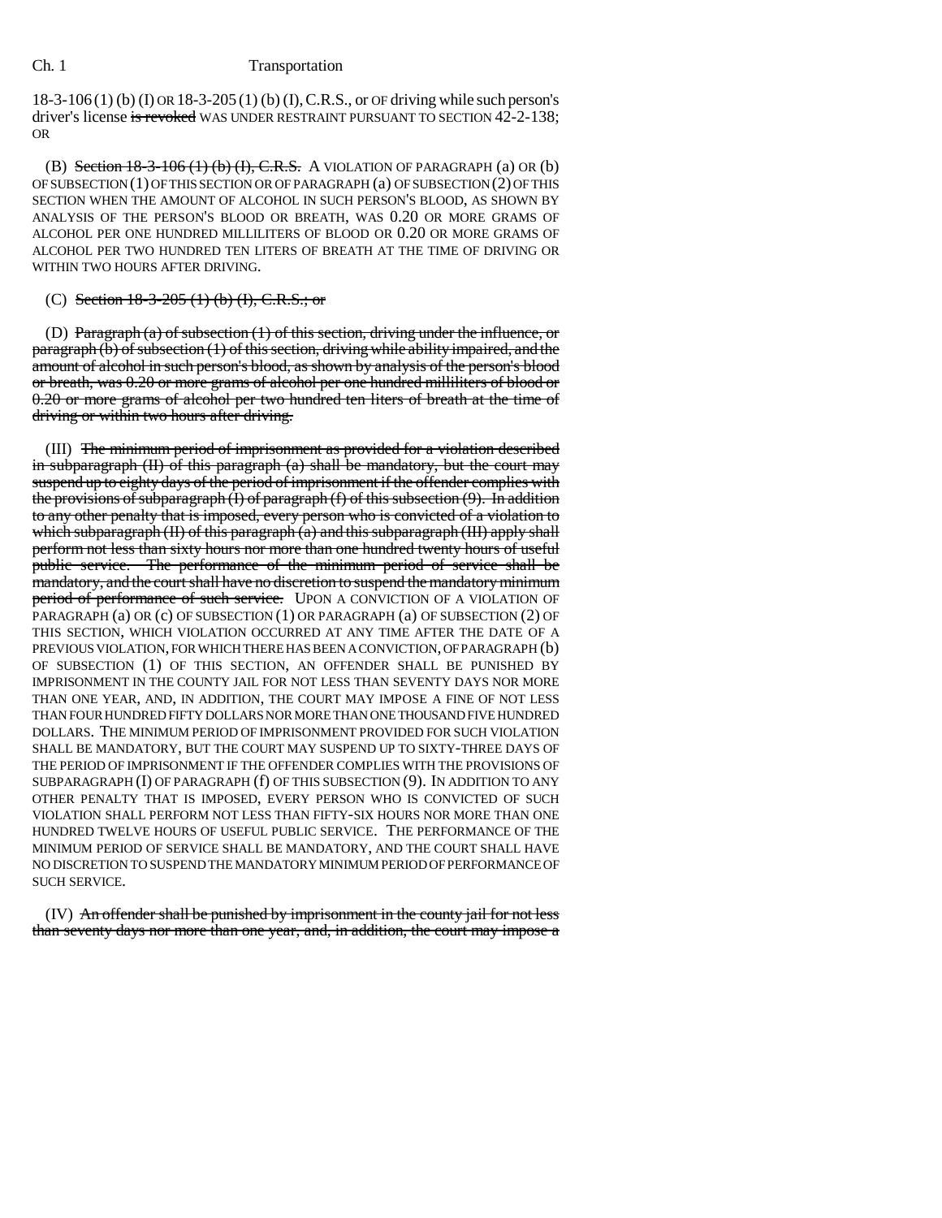18-3-106 (1) (b) (I) OR 18-3-205 (1) (b) (I), C.R.S., or OF driving while such person's driver's license ~~is revoked~~ WAS UNDER RESTRAINT PURSUANT TO SECTION 42-2-138; OR

(B) ~~Section 18-3-106 (1) (b) (I), C.R.S.~~ A VIOLATION OF PARAGRAPH (a) OR (b) OF SUBSECTION (1) OF THIS SECTION OR OF PARAGRAPH (a) OF SUBSECTION (2) OF THIS SECTION WHEN THE AMOUNT OF ALCOHOL IN SUCH PERSON'S BLOOD, AS SHOWN BY ANALYSIS OF THE PERSON'S BLOOD OR BREATH, WAS 0.20 OR MORE GRAMS OF ALCOHOL PER ONE HUNDRED MILLILITERS OF BLOOD OR 0.20 OR MORE GRAMS OF ALCOHOL PER TWO HUNDRED TEN LITERS OF BREATH AT THE TIME OF DRIVING OR WITHIN TWO HOURS AFTER DRIVING.

(C) ~~Section 18-3-205 (1) (b) (I), C.R.S.; or~~

(D) ~~Paragraph (a) of subsection (1) of this section, driving under the influence, or paragraph (b) of subsection (1) of this section, driving while ability impaired, and the amount of alcohol in such person's blood, as shown by analysis of the person's blood or breath, was 0.20 or more grams of alcohol per one hundred milliliters of blood or 0.20 or more grams of alcohol per two hundred ten liters of breath at the time of driving or within two hours after driving.~~

(III) ~~The minimum period of imprisonment as provided for a violation described in subparagraph (II) of this paragraph (a) shall be mandatory, but the court may suspend up to eighty days of the period of imprisonment if the offender complies with the provisions of subparagraph (I) of paragraph (f) of this subsection (9). In addition to any other penalty that is imposed, every person who is convicted of a violation to which subparagraph (II) of this paragraph (a) and this subparagraph (III) apply shall perform not less than sixty hours nor more than one hundred twenty hours of useful public service. The performance of the minimum period of service shall be mandatory, and the court shall have no discretion to suspend the mandatory minimum period of performance of such service.~~ UPON A CONVICTION OF A VIOLATION OF PARAGRAPH (a) OR (c) OF SUBSECTION (1) OR PARAGRAPH (a) OF SUBSECTION (2) OF THIS SECTION, WHICH VIOLATION OCCURRED AT ANY TIME AFTER THE DATE OF A PREVIOUS VIOLATION, FOR WHICH THERE HAS BEEN A CONVICTION, OF PARAGRAPH (b) OF SUBSECTION (1) OF THIS SECTION, AN OFFENDER SHALL BE PUNISHED BY IMPRISONMENT IN THE COUNTY JAIL FOR NOT LESS THAN SEVENTY DAYS NOR MORE THAN ONE YEAR, AND, IN ADDITION, THE COURT MAY IMPOSE A FINE OF NOT LESS THAN FOUR HUNDRED FIFTY DOLLARS NOR MORE THAN ONE THOUSAND FIVE HUNDRED DOLLARS. THE MINIMUM PERIOD OF IMPRISONMENT PROVIDED FOR SUCH VIOLATION SHALL BE MANDATORY, BUT THE COURT MAY SUSPEND UP TO SIXTY-THREE DAYS OF THE PERIOD OF IMPRISONMENT IF THE OFFENDER COMPLIES WITH THE PROVISIONS OF SUBPARAGRAPH (I) OF PARAGRAPH (f) OF THIS SUBSECTION (9). IN ADDITION TO ANY OTHER PENALTY THAT IS IMPOSED, EVERY PERSON WHO IS CONVICTED OF SUCH VIOLATION SHALL PERFORM NOT LESS THAN FIFTY-SIX HOURS NOR MORE THAN ONE HUNDRED TWELVE HOURS OF USEFUL PUBLIC SERVICE. THE PERFORMANCE OF THE MINIMUM PERIOD OF SERVICE SHALL BE MANDATORY, AND THE COURT SHALL HAVE NO DISCRETION TO SUSPEND THE MANDATORY MINIMUM PERIOD OF PERFORMANCE OF SUCH SERVICE.

(IV) ~~An offender shall be punished by imprisonment in the county jail for not less than seventy days nor more than one year, and, in addition, the court may impose a~~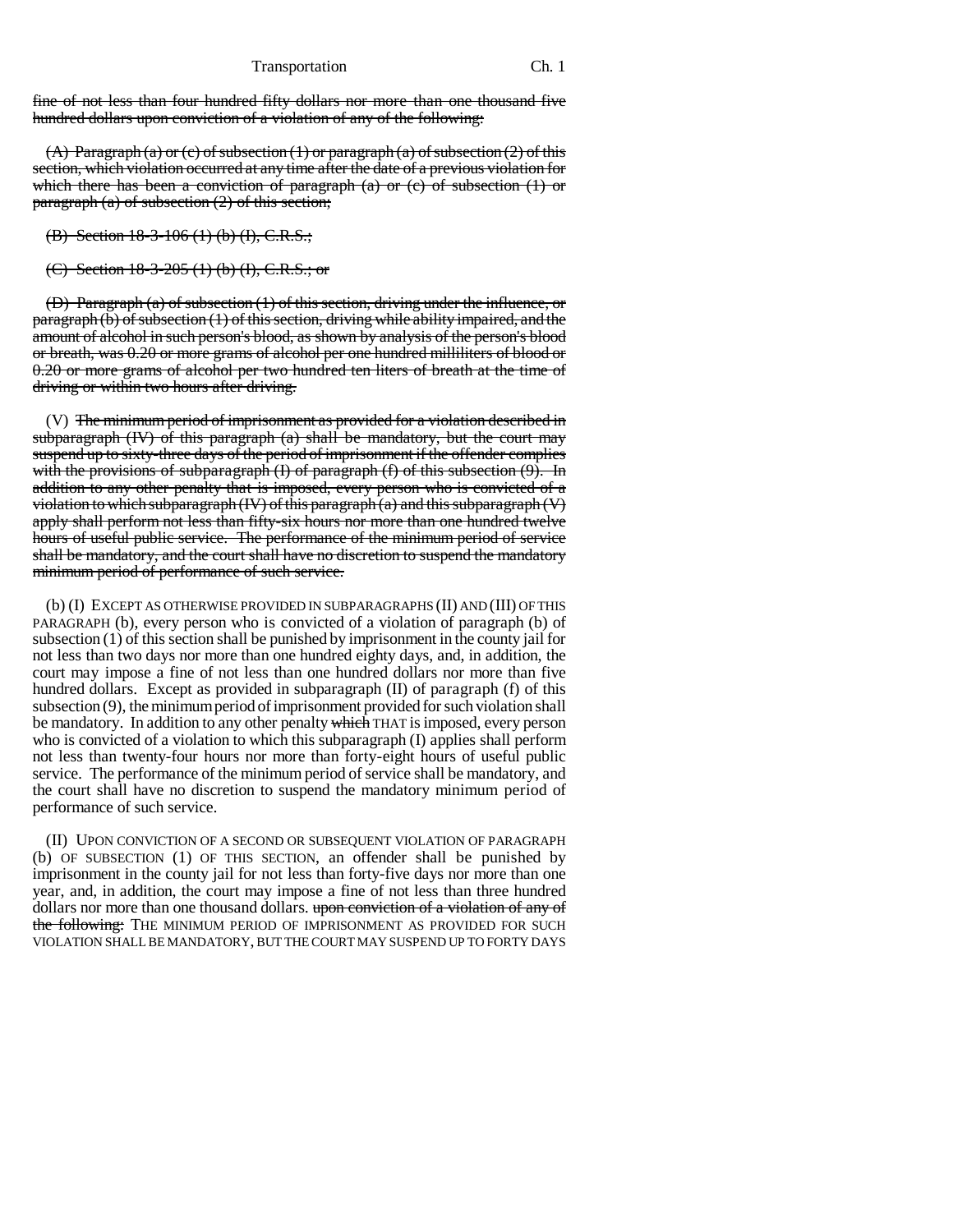~~fine of not less than four hundred fifty dollars nor more than one thousand five hundred dollars upon conviction of a violation of any of the following:~~

~~(A) Paragraph (a) or (c) of subsection (1) or paragraph (a) of subsection (2) of this section, which violation occurred at any time after the date of a previous violation for which there has been a conviction of paragraph (a) or (c) of subsection (1) or paragraph (a) of subsection (2) of this section;~~

~~(B) Section 18-3-106 (1) (b) (I), C.R.S.;~~

~~(C) Section 18-3-205 (1) (b) (I), C.R.S.; or~~

~~(D) Paragraph (a) of subsection (1) of this section, driving under the influence, or paragraph (b) of subsection (1) of this section, driving while ability impaired, and the amount of alcohol in such person's blood, as shown by analysis of the person's blood or breath, was 0.20 or more grams of alcohol per one hundred milliliters of blood or 0.20 or more grams of alcohol per two hundred ten liters of breath at the time of driving or within two hours after driving.~~

(V) ~~The minimum period of imprisonment as provided for a violation described in subparagraph (IV) of this paragraph (a) shall be mandatory, but the court may suspend up to sixty-three days of the period of imprisonment if the offender complies with the provisions of subparagraph (I) of paragraph (f) of this subsection (9). In addition to any other penalty that is imposed, every person who is convicted of a violation to which subparagraph (IV) of this paragraph (a) and this subparagraph (V) apply shall perform not less than fifty-six hours nor more than one hundred twelve hours of useful public service. The performance of the minimum period of service shall be mandatory, and the court shall have no discretion to suspend the mandatory minimum period of performance of such service.~~

(b) (I) EXCEPT AS OTHERWISE PROVIDED IN SUBPARAGRAPHS (II) AND (III) OF THIS PARAGRAPH (b), every person who is convicted of a violation of paragraph (b) of subsection (1) of this section shall be punished by imprisonment in the county jail for not less than two days nor more than one hundred eighty days, and, in addition, the court may impose a fine of not less than one hundred dollars nor more than five hundred dollars. Except as provided in subparagraph (II) of paragraph (f) of this subsection (9), the minimum period of imprisonment provided for such violation shall be mandatory. In addition to any other penalty ~~which~~ THAT is imposed, every person who is convicted of a violation to which this subparagraph (I) applies shall perform not less than twenty-four hours nor more than forty-eight hours of useful public service. The performance of the minimum period of service shall be mandatory, and the court shall have no discretion to suspend the mandatory minimum period of performance of such service.

(II) UPON CONVICTION OF A SECOND OR SUBSEQUENT VIOLATION OF PARAGRAPH (b) OF SUBSECTION (1) OF THIS SECTION, an offender shall be punished by imprisonment in the county jail for not less than forty-five days nor more than one year, and, in addition, the court may impose a fine of not less than three hundred dollars nor more than one thousand dollars. ~~upon conviction of a violation of any of the following:~~ THE MINIMUM PERIOD OF IMPRISONMENT AS PROVIDED FOR SUCH VIOLATION SHALL BE MANDATORY, BUT THE COURT MAY SUSPEND UP TO FORTY DAYS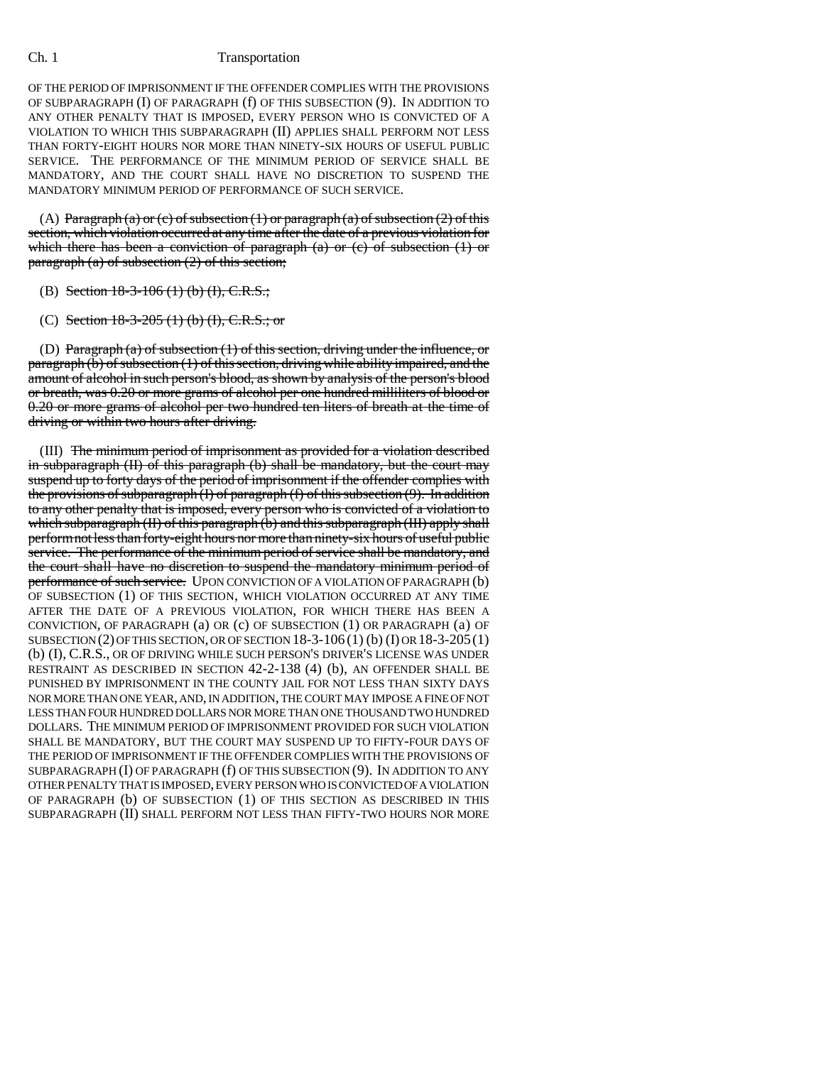OF THE PERIOD OF IMPRISONMENT IF THE OFFENDER COMPLIES WITH THE PROVISIONS OF SUBPARAGRAPH (I) OF PARAGRAPH (f) OF THIS SUBSECTION (9). IN ADDITION TO ANY OTHER PENALTY THAT IS IMPOSED, EVERY PERSON WHO IS CONVICTED OF A VIOLATION TO WHICH THIS SUBPARAGRAPH (II) APPLIES SHALL PERFORM NOT LESS THAN FORTY-EIGHT HOURS NOR MORE THAN NINETY-SIX HOURS OF USEFUL PUBLIC SERVICE. THE PERFORMANCE OF THE MINIMUM PERIOD OF SERVICE SHALL BE MANDATORY, AND THE COURT SHALL HAVE NO DISCRETION TO SUSPEND THE MANDATORY MINIMUM PERIOD OF PERFORMANCE OF SUCH SERVICE.

(A) ~~Paragraph (a) or (c) of subsection (1) or paragraph (a) of subsection (2) of this section, which violation occurred at any time after the date of a previous violation for which there has been a conviction of paragraph (a) or (c) of subsection (1) or paragraph (a) of subsection (2) of this section;~~

(B) ~~Section 18-3-106 (1) (b) (I), C.R.S.;~~

(C) ~~Section 18-3-205 (1) (b) (I), C.R.S.; or~~

(D) ~~Paragraph (a) of subsection (1) of this section, driving under the influence, or paragraph (b) of subsection (1) of this section, driving while ability impaired, and the amount of alcohol in such person's blood, as shown by analysis of the person's blood or breath, was 0.20 or more grams of alcohol per one hundred milliliters of blood or 0.20 or more grams of alcohol per two hundred ten liters of breath at the time of driving or within two hours after driving.~~

(III) ~~The minimum period of imprisonment as provided for a violation described in subparagraph (II) of this paragraph (b) shall be mandatory, but the court may suspend up to forty days of the period of imprisonment if the offender complies with the provisions of subparagraph (I) of paragraph (f) of this subsection (9). In addition to any other penalty that is imposed, every person who is convicted of a violation to which subparagraph (II) of this paragraph (b) and this subparagraph (III) apply shall perform not less than forty-eight hours nor more than ninety-six hours of useful public service. The performance of the minimum period of service shall be mandatory, and the court shall have no discretion to suspend the mandatory minimum period of performance of such service.~~ UPON CONVICTION OF A VIOLATION OF PARAGRAPH (b) OF SUBSECTION (1) OF THIS SECTION, WHICH VIOLATION OCCURRED AT ANY TIME AFTER THE DATE OF A PREVIOUS VIOLATION, FOR WHICH THERE HAS BEEN A CONVICTION, OF PARAGRAPH (a) OR (c) OF SUBSECTION (1) OR PARAGRAPH (a) OF SUBSECTION (2) OF THIS SECTION, OR OF SECTION 18-3-106 (1) (b) (I) OR 18-3-205 (1) (b) (I), C.R.S., OR OF DRIVING WHILE SUCH PERSON'S DRIVER'S LICENSE WAS UNDER RESTRAINT AS DESCRIBED IN SECTION 42-2-138 (4) (b), AN OFFENDER SHALL BE PUNISHED BY IMPRISONMENT IN THE COUNTY JAIL FOR NOT LESS THAN SIXTY DAYS NOR MORE THAN ONE YEAR, AND, IN ADDITION, THE COURT MAY IMPOSE A FINE OF NOT LESS THAN FOUR HUNDRED DOLLARS NOR MORE THAN ONE THOUSAND TWO HUNDRED DOLLARS. THE MINIMUM PERIOD OF IMPRISONMENT PROVIDED FOR SUCH VIOLATION SHALL BE MANDATORY, BUT THE COURT MAY SUSPEND UP TO FIFTY-FOUR DAYS OF THE PERIOD OF IMPRISONMENT IF THE OFFENDER COMPLIES WITH THE PROVISIONS OF SUBPARAGRAPH (I) OF PARAGRAPH (f) OF THIS SUBSECTION (9). IN ADDITION TO ANY OTHER PENALTY THAT IS IMPOSED, EVERY PERSON WHO IS CONVICTED OF A VIOLATION OF PARAGRAPH (b) OF SUBSECTION (1) OF THIS SECTION AS DESCRIBED IN THIS SUBPARAGRAPH (II) SHALL PERFORM NOT LESS THAN FIFTY-TWO HOURS NOR MORE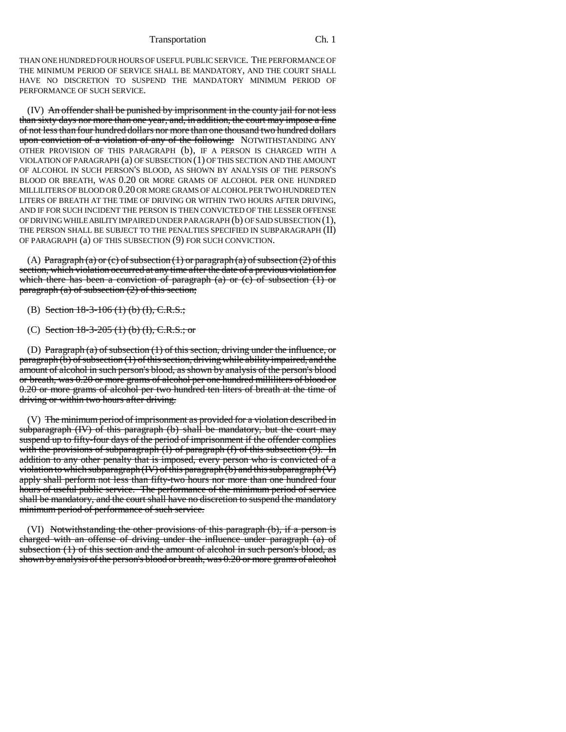THAN ONE HUNDRED FOUR HOURS OF USEFUL PUBLIC SERVICE. THE PERFORMANCE OF THE MINIMUM PERIOD OF SERVICE SHALL BE MANDATORY, AND THE COURT SHALL HAVE NO DISCRETION TO SUSPEND THE MANDATORY MINIMUM PERIOD OF PERFORMANCE OF SUCH SERVICE.

(IV) ~~An offender shall be punished by imprisonment in the county jail for not less than sixty days nor more than one year, and, in addition, the court may impose a fine of not less than four hundred dollars nor more than one thousand two hundred dollars upon conviction of a violation of any of the following:~~ NOTWITHSTANDING ANY OTHER PROVISION OF THIS PARAGRAPH (b), IF A PERSON IS CHARGED WITH A VIOLATION OF PARAGRAPH (a) OF SUBSECTION (1) OF THIS SECTION AND THE AMOUNT OF ALCOHOL IN SUCH PERSON'S BLOOD, AS SHOWN BY ANALYSIS OF THE PERSON'S BLOOD OR BREATH, WAS 0.20 OR MORE GRAMS OF ALCOHOL PER ONE HUNDRED MILLILITERS OF BLOOD OR 0.20 OR MORE GRAMS OF ALCOHOL PER TWO HUNDRED TEN LITERS OF BREATH AT THE TIME OF DRIVING OR WITHIN TWO HOURS AFTER DRIVING, AND IF FOR SUCH INCIDENT THE PERSON IS THEN CONVICTED OF THE LESSER OFFENSE OF DRIVING WHILE ABILITY IMPAIRED UNDER PARAGRAPH (b) OF SAID SUBSECTION (1), THE PERSON SHALL BE SUBJECT TO THE PENALTIES SPECIFIED IN SUBPARAGRAPH (II) OF PARAGRAPH (a) OF THIS SUBSECTION (9) FOR SUCH CONVICTION.

(A) ~~Paragraph (a) or (c) of subsection (1) or paragraph (a) of subsection (2) of this section, which violation occurred at any time after the date of a previous violation for which there has been a conviction of paragraph (a) or (c) of subsection (1) or paragraph (a) of subsection (2) of this section;~~

(B) ~~Section 18-3-106 (1) (b) (I), C.R.S.;~~

(C) ~~Section 18-3-205 (1) (b) (I), C.R.S.; or~~

(D) ~~Paragraph (a) of subsection (1) of this section, driving under the influence, or paragraph (b) of subsection (1) of this section, driving while ability impaired, and the amount of alcohol in such person's blood, as shown by analysis of the person's blood or breath, was 0.20 or more grams of alcohol per one hundred milliliters of blood or 0.20 or more grams of alcohol per two hundred ten liters of breath at the time of driving or within two hours after driving.~~

(V) ~~The minimum period of imprisonment as provided for a violation described in subparagraph (IV) of this paragraph (b) shall be mandatory, but the court may suspend up to fifty-four days of the period of imprisonment if the offender complies with the provisions of subparagraph (I) of paragraph (f) of this subsection (9). In addition to any other penalty that is imposed, every person who is convicted of a violation to which subparagraph (IV) of this paragraph (b) and this subparagraph (V) apply shall perform not less than fifty-two hours nor more than one hundred four hours of useful public service. The performance of the minimum period of service shall be mandatory, and the court shall have no discretion to suspend the mandatory minimum period of performance of such service.~~

(VI) ~~Notwithstanding the other provisions of this paragraph (b), if a person is charged with an offense of driving under the influence under paragraph (a) of subsection (1) of this section and the amount of alcohol in such person's blood, as shown by analysis of the person's blood or breath, was 0.20 or more grams of alcohol~~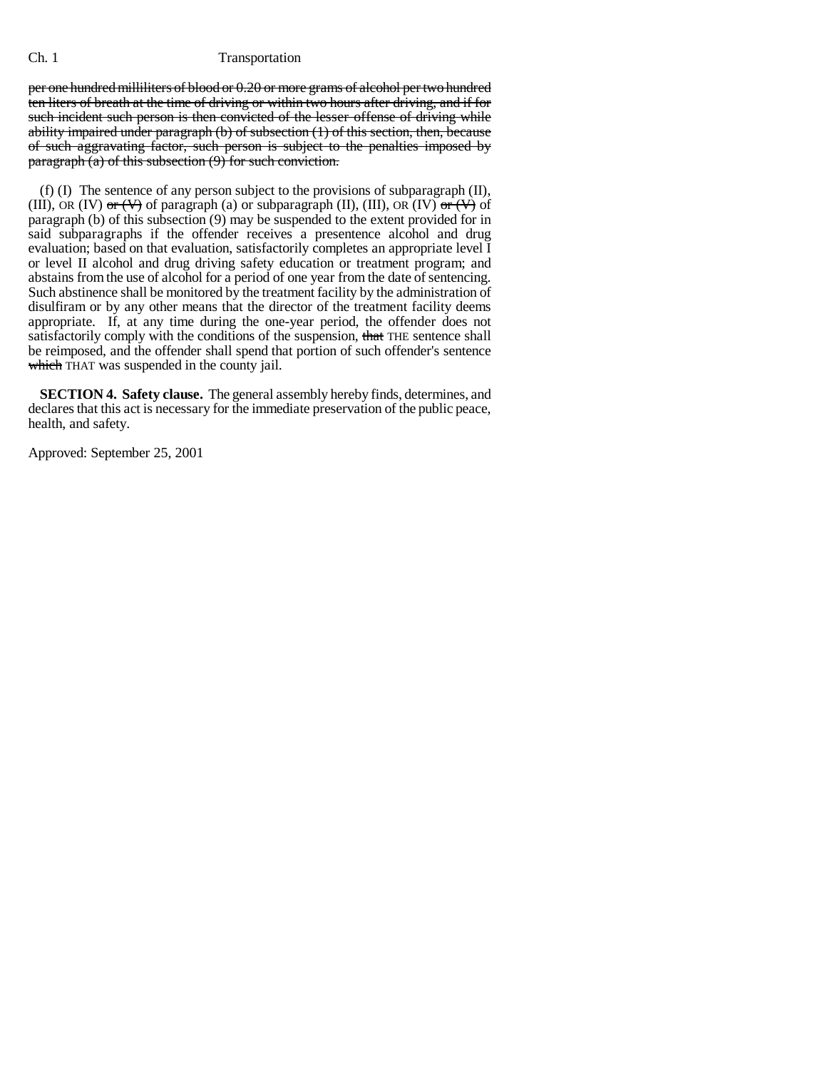~~per one hundred milliliters of blood or 0.20 or more grams of alcohol per two hundred ten liters of breath at the time of driving or within two hours after driving, and if for such incident such person is then convicted of the lesser offense of driving while ability impaired under paragraph (b) of subsection (1) of this section, then, because of such aggravating factor, such person is subject to the penalties imposed by paragraph (a) of this subsection (9) for such conviction.~~

(f) (I) The sentence of any person subject to the provisions of subparagraph (II), (III), OR (IV) ~~or (V)~~ of paragraph (a) or subparagraph (II), (III), OR (IV) ~~or (V)~~ of paragraph (b) of this subsection (9) may be suspended to the extent provided for in said subparagraphs if the offender receives a presentence alcohol and drug evaluation; based on that evaluation, satisfactorily completes an appropriate level I or level II alcohol and drug driving safety education or treatment program; and abstains from the use of alcohol for a period of one year from the date of sentencing. Such abstinence shall be monitored by the treatment facility by the administration of disulfiram or by any other means that the director of the treatment facility deems appropriate. If, at any time during the one-year period, the offender does not satisfactorily comply with the conditions of the suspension, ~~that~~ THE sentence shall be reimposed, and the offender shall spend that portion of such offender's sentence ~~which~~ THAT was suspended in the county jail.

**SECTION 4. Safety clause.** The general assembly hereby finds, determines, and declares that this act is necessary for the immediate preservation of the public peace, health, and safety.

Approved: September 25, 2001